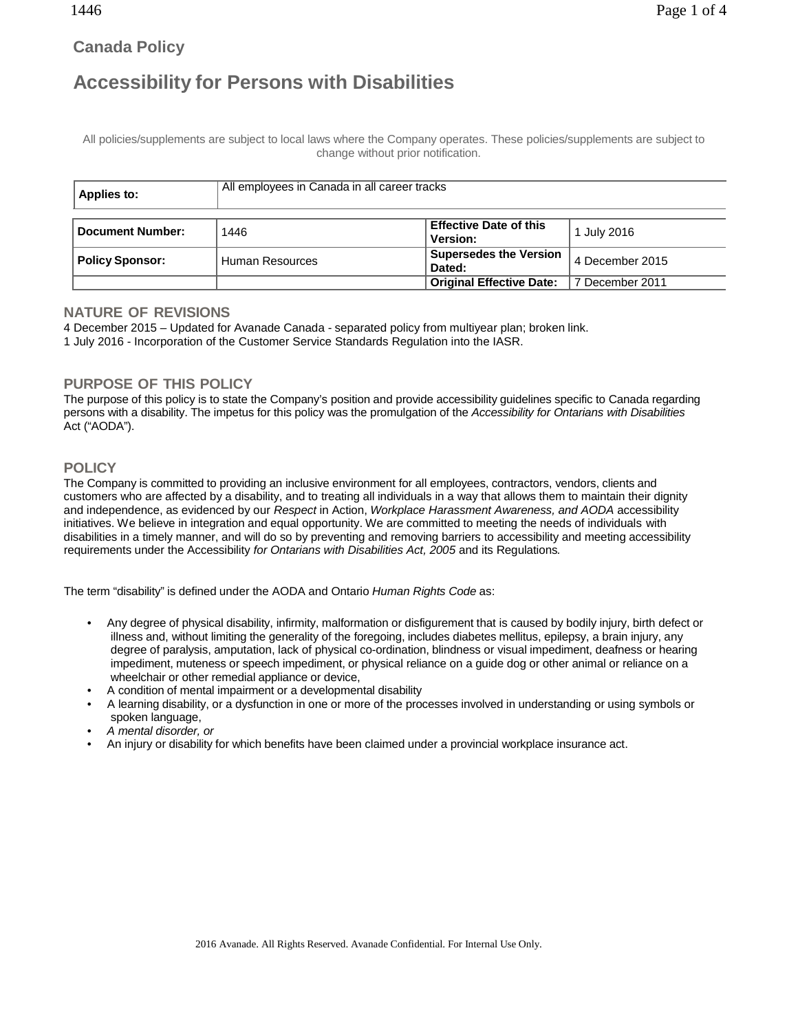**Canada Policy**

# Accessibility for Persons with Disabilities

All policies/supplements are subject to local laws where the Company operates. These policies/supplements are subject to change without prior notification.

| **Applies to:** | All employees in Canada in all career tracks |
|---|---|

| **Document Number:** | 1446 | **Effective Date of this Version:** | 1 July 2016 |
|---|---|---|---|
| **Policy Sponsor:** | Human Resources | **Supersedes the Version Dated:** | 4 December 2015 |
| | | **Original Effective Date:** | 7 December 2011 |

## NATURE OF REVISIONS

4 December 2015 – Updated for Avanade Canada - separated policy from multiyear plan; broken link.
1 July 2016 - Incorporation of the Customer Service Standards Regulation into the IASR.

## PURPOSE OF THIS POLICY

The purpose of this policy is to state the Company's position and provide accessibility guidelines specific to Canada regarding persons with a disability. The impetus for this policy was the promulgation of the *Accessibility for Ontarians with Disabilities* Act ("AODA").

## POLICY

The Company is committed to providing an inclusive environment for all employees, contractors, vendors, clients and customers who are affected by a disability, and to treating all individuals in a way that allows them to maintain their dignity and independence, as evidenced by our *Respect* in Action, *Workplace Harassment Awareness, and AODA* accessibility initiatives. We believe in integration and equal opportunity. We are committed to meeting the needs of individuals with disabilities in a timely manner, and will do so by preventing and removing barriers to accessibility and meeting accessibility requirements under the Accessibility *for Ontarians with Disabilities Act, 2005* and its Regulations*.*

The term "disability" is defined under the AODA and Ontario *Human Rights Code* as:

- Any degree of physical disability, infirmity, malformation or disfigurement that is caused by bodily injury, birth defect or illness and, without limiting the generality of the foregoing, includes diabetes mellitus, epilepsy, a brain injury, any degree of paralysis, amputation, lack of physical co-ordination, blindness or visual impediment, deafness or hearing impediment, muteness or speech impediment, or physical reliance on a guide dog or other animal or reliance on a wheelchair or other remedial appliance or device,
- A condition of mental impairment or a developmental disability
- A learning disability, or a dysfunction in one or more of the processes involved in understanding or using symbols or spoken language,
- *A mental disorder, or*
- An injury or disability for which benefits have been claimed under a provincial workplace insurance act.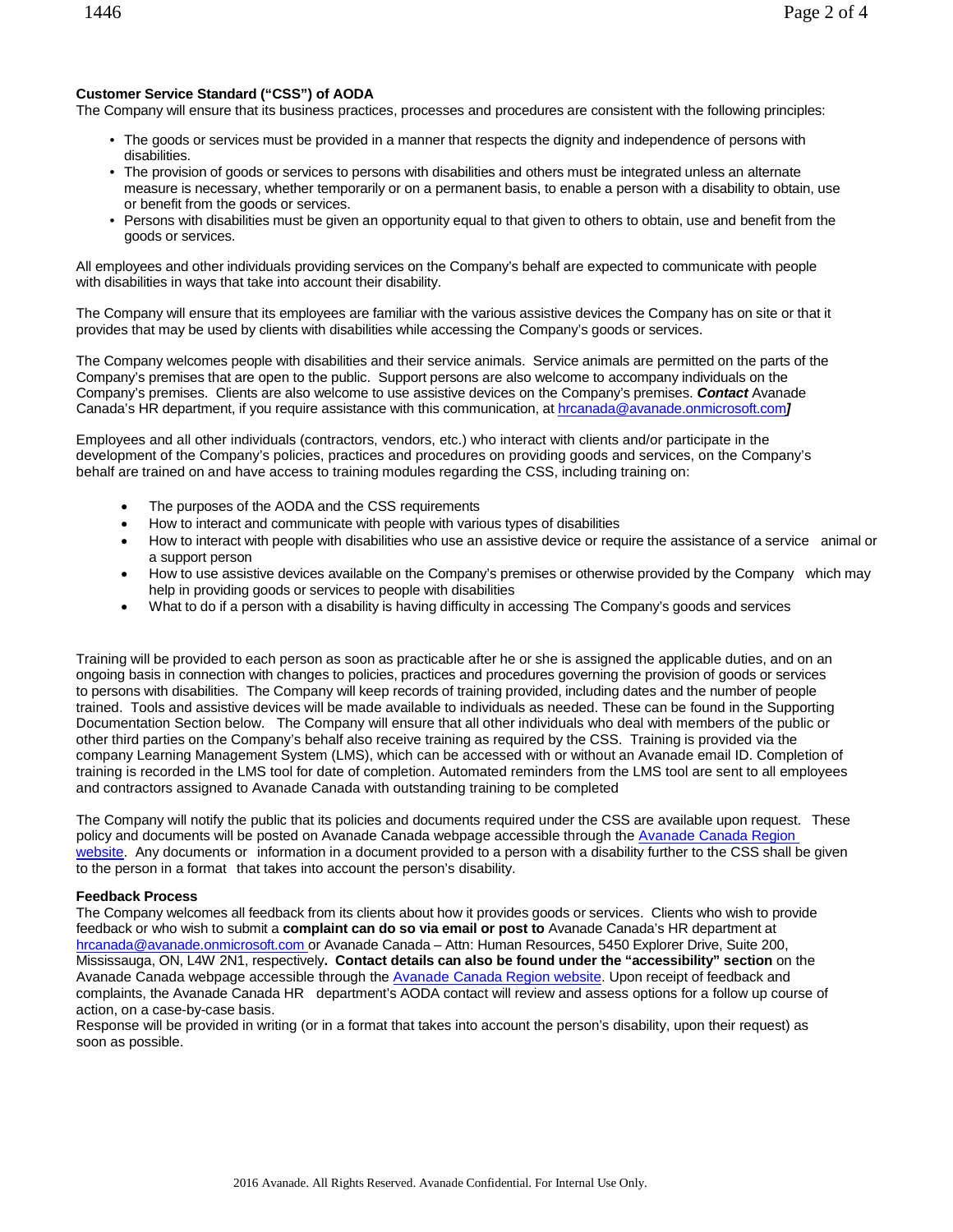**Customer Service Standard ("CSS") of AODA**

The Company will ensure that its business practices, processes and procedures are consistent with the following principles:

- The goods or services must be provided in a manner that respects the dignity and independence of persons with disabilities.
- The provision of goods or services to persons with disabilities and others must be integrated unless an alternate measure is necessary, whether temporarily or on a permanent basis, to enable a person with a disability to obtain, use or benefit from the goods or services.
- Persons with disabilities must be given an opportunity equal to that given to others to obtain, use and benefit from the goods or services.

All employees and other individuals providing services on the Company's behalf are expected to communicate with people with disabilities in ways that take into account their disability.

The Company will ensure that its employees are familiar with the various assistive devices the Company has on site or that it provides that may be used by clients with disabilities while accessing the Company's goods or services.

The Company welcomes people with disabilities and their service animals. Service animals are permitted on the parts of the Company's premises that are open to the public. Support persons are also welcome to accompany individuals on the Company's premises. Clients are also welcome to use assistive devices on the Company's premises. ***Contact*** Avanade Canada's HR department, if you require assistance with this communication, at hrcanada@avanade.onmicrosoft.com***]***

Employees and all other individuals (contractors, vendors, etc.) who interact with clients and/or participate in the development of the Company's policies, practices and procedures on providing goods and services, on the Company's behalf are trained on and have access to training modules regarding the CSS, including training on:

- The purposes of the AODA and the CSS requirements
- How to interact and communicate with people with various types of disabilities
- How to interact with people with disabilities who use an assistive device or require the assistance of a service animal or a support person
- How to use assistive devices available on the Company's premises or otherwise provided by the Company which may help in providing goods or services to people with disabilities
- What to do if a person with a disability is having difficulty in accessing The Company's goods and services

Training will be provided to each person as soon as practicable after he or she is assigned the applicable duties, and on an ongoing basis in connection with changes to policies, practices and procedures governing the provision of goods or services to persons with disabilities. The Company will keep records of training provided, including dates and the number of people trained. Tools and assistive devices will be made available to individuals as needed. These can be found in the Supporting Documentation Section below. The Company will ensure that all other individuals who deal with members of the public or other third parties on the Company's behalf also receive training as required by the CSS. Training is provided via the company Learning Management System (LMS), which can be accessed with or without an Avanade email ID. Completion of training is recorded in the LMS tool for date of completion. Automated reminders from the LMS tool are sent to all employees and contractors assigned to Avanade Canada with outstanding training to be completed

The Company will notify the public that its policies and documents required under the CSS are available upon request. These policy and documents will be posted on Avanade Canada webpage accessible through the Avanade Canada Region website. Any documents or information in a document provided to a person with a disability further to the CSS shall be given to the person in a format that takes into account the person's disability.

**Feedback Process**

The Company welcomes all feedback from its clients about how it provides goods or services. Clients who wish to provide feedback or who wish to submit a **complaint can do so via email or post to** Avanade Canada's HR department at hrcanada@avanade.onmicrosoft.com or Avanade Canada – Attn: Human Resources, 5450 Explorer Drive, Suite 200, Mississauga, ON, L4W 2N1, respectively**. Contact details can also be found under the "accessibility" section** on the Avanade Canada webpage accessible through the Avanade Canada Region website. Upon receipt of feedback and complaints, the Avanade Canada HR department's AODA contact will review and assess options for a follow up course of action, on a case-by-case basis.

Response will be provided in writing (or in a format that takes into account the person's disability, upon their request) as soon as possible.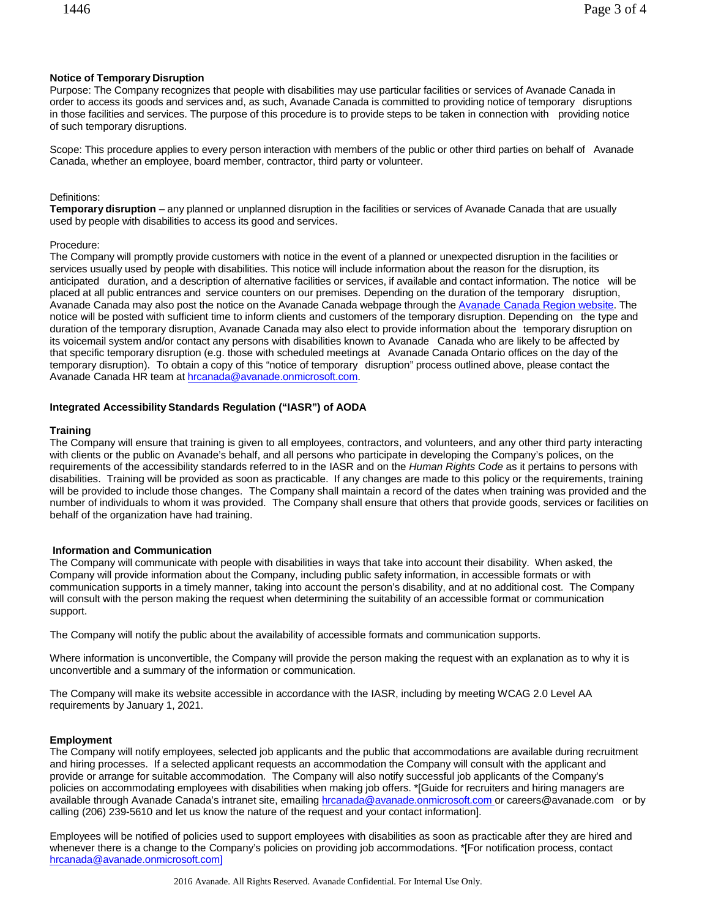**Notice of Temporary Disruption**

Purpose: The Company recognizes that people with disabilities may use particular facilities or services of Avanade Canada in order to access its goods and services and, as such, Avanade Canada is committed to providing notice of temporary disruptions in those facilities and services. The purpose of this procedure is to provide steps to be taken in connection with providing notice of such temporary disruptions.

Scope: This procedure applies to every person interaction with members of the public or other third parties on behalf of Avanade Canada, whether an employee, board member, contractor, third party or volunteer.

Definitions:

**Temporary disruption** – any planned or unplanned disruption in the facilities or services of Avanade Canada that are usually used by people with disabilities to access its good and services.

Procedure:

The Company will promptly provide customers with notice in the event of a planned or unexpected disruption in the facilities or services usually used by people with disabilities. This notice will include information about the reason for the disruption, its anticipated duration, and a description of alternative facilities or services, if available and contact information. The notice will be placed at all public entrances and service counters on our premises. Depending on the duration of the temporary disruption, Avanade Canada may also post the notice on the Avanade Canada webpage through the Avanade Canada Region website. The notice will be posted with sufficient time to inform clients and customers of the temporary disruption. Depending on the type and duration of the temporary disruption, Avanade Canada may also elect to provide information about the temporary disruption on its voicemail system and/or contact any persons with disabilities known to Avanade Canada who are likely to be affected by that specific temporary disruption (e.g. those with scheduled meetings at Avanade Canada Ontario offices on the day of the temporary disruption). To obtain a copy of this "notice of temporary disruption" process outlined above, please contact the Avanade Canada HR team at hrcanada@avanade.onmicrosoft.com.

**Integrated Accessibility Standards Regulation ("IASR") of AODA**

**Training**

The Company will ensure that training is given to all employees, contractors, and volunteers, and any other third party interacting with clients or the public on Avanade's behalf, and all persons who participate in developing the Company's polices, on the requirements of the accessibility standards referred to in the IASR and on the *Human Rights Code* as it pertains to persons with disabilities. Training will be provided as soon as practicable. If any changes are made to this policy or the requirements, training will be provided to include those changes. The Company shall maintain a record of the dates when training was provided and the number of individuals to whom it was provided. The Company shall ensure that others that provide goods, services or facilities on behalf of the organization have had training.

**Information and Communication**

The Company will communicate with people with disabilities in ways that take into account their disability. When asked, the Company will provide information about the Company, including public safety information, in accessible formats or with communication supports in a timely manner, taking into account the person's disability, and at no additional cost. The Company will consult with the person making the request when determining the suitability of an accessible format or communication support.

The Company will notify the public about the availability of accessible formats and communication supports.

Where information is unconvertible, the Company will provide the person making the request with an explanation as to why it is unconvertible and a summary of the information or communication.

The Company will make its website accessible in accordance with the IASR, including by meeting WCAG 2.0 Level AA requirements by January 1, 2021.

**Employment**

The Company will notify employees, selected job applicants and the public that accommodations are available during recruitment and hiring processes. If a selected applicant requests an accommodation the Company will consult with the applicant and provide or arrange for suitable accommodation. The Company will also notify successful job applicants of the Company's policies on accommodating employees with disabilities when making job offers. *[Guide for recruiters and hiring managers are available through Avanade Canada's intranet site, emailing hrcanada@avanade.onmicrosoft.com or careers@avanade.com or by calling (206) 239-5610 and let us know the nature of the request and your contact information].

Employees will be notified of policies used to support employees with disabilities as soon as practicable after they are hired and whenever there is a change to the Company's policies on providing job accommodations. *[For notification process, contact hrcanada@avanade.onmicrosoft.com]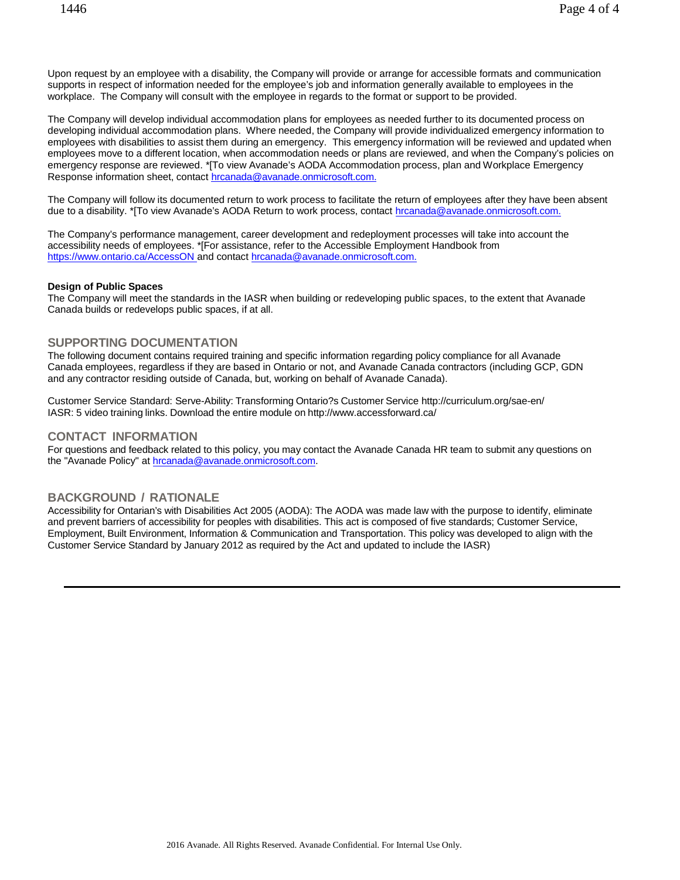Upon request by an employee with a disability, the Company will provide or arrange for accessible formats and communication supports in respect of information needed for the employee's job and information generally available to employees in the workplace. The Company will consult with the employee in regards to the format or support to be provided.

The Company will develop individual accommodation plans for employees as needed further to its documented process on developing individual accommodation plans. Where needed, the Company will provide individualized emergency information to employees with disabilities to assist them during an emergency. This emergency information will be reviewed and updated when employees move to a different location, when accommodation needs or plans are reviewed, and when the Company's policies on emergency response are reviewed. *[To view Avanade's AODA Accommodation process, plan and Workplace Emergency Response information sheet, contact hrcanada@avanade.onmicrosoft.com.

The Company will follow its documented return to work process to facilitate the return of employees after they have been absent due to a disability. *[To view Avanade's AODA Return to work process, contact hrcanada@avanade.onmicrosoft.com.

The Company's performance management, career development and redeployment processes will take into account the accessibility needs of employees. *[For assistance, refer to the Accessible Employment Handbook from https://www.ontario.ca/AccessON and contact hrcanada@avanade.onmicrosoft.com.

**Design of Public Spaces**

The Company will meet the standards in the IASR when building or redeveloping public spaces, to the extent that Avanade Canada builds or redevelops public spaces, if at all.

## SUPPORTING DOCUMENTATION

The following document contains required training and specific information regarding policy compliance for all Avanade Canada employees, regardless if they are based in Ontario or not, and Avanade Canada contractors (including GCP, GDN and any contractor residing outside of Canada, but, working on behalf of Avanade Canada).

Customer Service Standard: Serve-Ability: Transforming Ontario?s Customer Service http://curriculum.org/sae-en/
IASR: 5 video training links. Download the entire module on http://www.accessforward.ca/

## CONTACT INFORMATION

For questions and feedback related to this policy, you may contact the Avanade Canada HR team to submit any questions on the "Avanade Policy" at hrcanada@avanade.onmicrosoft.com.

## BACKGROUND / RATIONALE

Accessibility for Ontarian's with Disabilities Act 2005 (AODA): The AODA was made law with the purpose to identify, eliminate and prevent barriers of accessibility for peoples with disabilities. This act is composed of five standards; Customer Service, Employment, Built Environment, Information & Communication and Transportation. This policy was developed to align with the Customer Service Standard by January 2012 as required by the Act and updated to include the IASR)